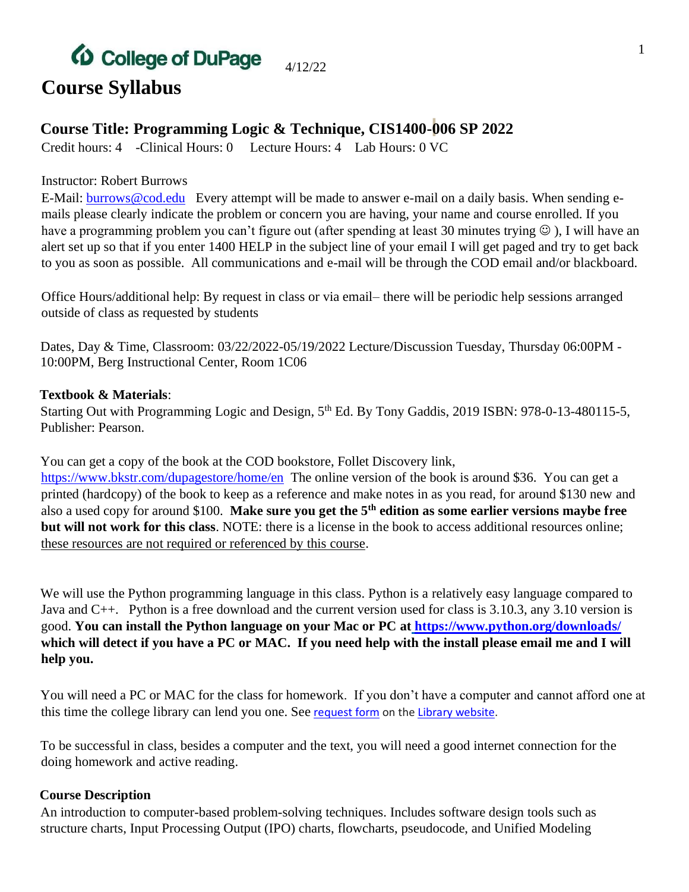College of DuPage 4/12/22

# Course Syllabus

## Course Title: Programming Logic & Technique, CIS1400-006 SP 2022

Credit hours: 4 -Clinical Hours: 0 Lecture Hours: 4 Lab Hours: 0 VC

Instructor: Robert Burrows

E-Mail: burrows@cod.edu Every attempt will be made to answer e-mail on a daily basis. When sending e-mails please clearly indicate the problem or concern you are having, your name and course enrolled. If you have a programming problem you can't figure out (after spending at least 30 minutes trying ☺ ), I will have an alert set up so that if you enter 1400 HELP in the subject line of your email I will get paged and try to get back to you as soon as possible. All communications and e-mail will be through the COD email and/or blackboard.

Office Hours/additional help: By request in class or via email– there will be periodic help sessions arranged outside of class as requested by students

Dates, Day & Time, Classroom: 03/22/2022-05/19/2022 Lecture/Discussion Tuesday, Thursday 06:00PM - 10:00PM, Berg Instructional Center, Room 1C06

**Textbook & Materials**:

Starting Out with Programming Logic and Design, 5th Ed. By Tony Gaddis, 2019 ISBN: 978-0-13-480115-5, Publisher: Pearson.

You can get a copy of the book at the COD bookstore, Follet Discovery link, https://www.bkstr.com/dupagestore/home/en The online version of the book is around $36. You can get a printed (hardcopy) of the book to keep as a reference and make notes in as you read, for around $130 new and also a used copy for around $100. **Make sure you get the 5th edition as some earlier versions maybe free but will not work for this class**. NOTE: there is a license in the book to access additional resources online; these resources are not required or referenced by this course.

We will use the Python programming language in this class. Python is a relatively easy language compared to Java and C++. Python is a free download and the current version used for class is 3.10.3, any 3.10 version is good. **You can install the Python language on your Mac or PC at https://www.python.org/downloads/ which will detect if you have a PC or MAC. If you need help with the install please email me and I will help you.**

You will need a PC or MAC for the class for homework. If you don't have a computer and cannot afford one at this time the college library can lend you one. See request form on the Library website.

To be successful in class, besides a computer and the text, you will need a good internet connection for the doing homework and active reading.

**Course Description**

An introduction to computer-based problem-solving techniques. Includes software design tools such as structure charts, Input Processing Output (IPO) charts, flowcharts, pseudocode, and Unified Modeling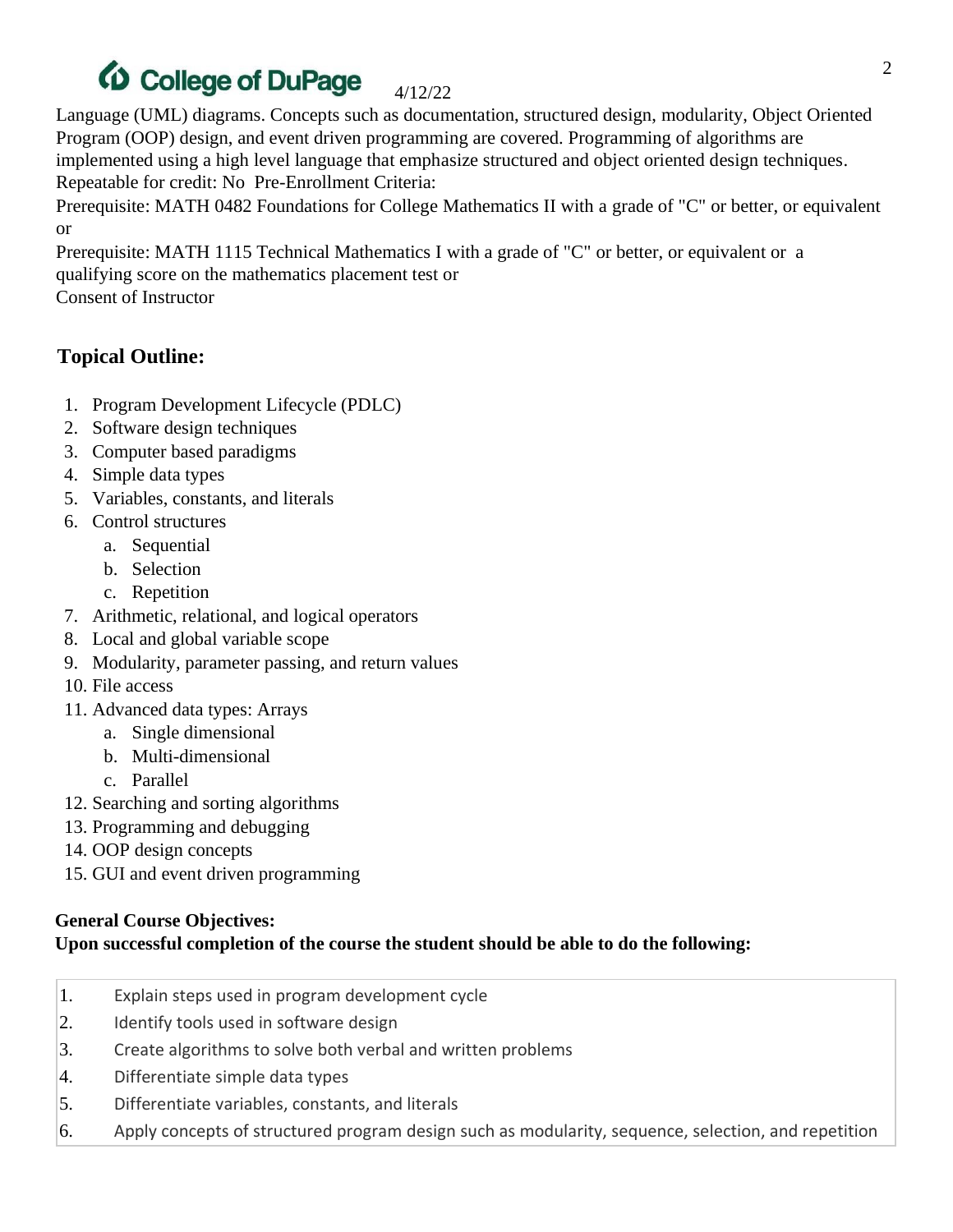Language (UML) diagrams. Concepts such as documentation, structured design, modularity, Object Oriented Program (OOP) design, and event driven programming are covered. Programming of algorithms are implemented using a high level language that emphasize structured and object oriented design techniques. Repeatable for credit: No Pre-Enrollment Criteria:

Prerequisite: MATH 0482 Foundations for College Mathematics II with a grade of "C" or better, or equivalent or

Prerequisite: MATH 1115 Technical Mathematics I with a grade of "C" or better, or equivalent or a qualifying score on the mathematics placement test or

Consent of Instructor

## Topical Outline:

1. Program Development Lifecycle (PDLC)
2. Software design techniques
3. Computer based paradigms
4. Simple data types
5. Variables, constants, and literals
6. Control structures
   a. Sequential
   b. Selection
   c. Repetition
7. Arithmetic, relational, and logical operators
8. Local and global variable scope
9. Modularity, parameter passing, and return values
10. File access
11. Advanced data types: Arrays
    a. Single dimensional
    b. Multi-dimensional
    c. Parallel
12. Searching and sorting algorithms
13. Programming and debugging
14. OOP design concepts
15. GUI and event driven programming

**General Course Objectives:**
**Upon successful completion of the course the student should be able to do the following:**

| | |
|---|---|
| 1. | Explain steps used in program development cycle |
| 2. | Identify tools used in software design |
| 3. | Create algorithms to solve both verbal and written problems |
| 4. | Differentiate simple data types |
| 5. | Differentiate variables, constants, and literals |
| 6. | Apply concepts of structured program design such as modularity, sequence, selection, and repetition |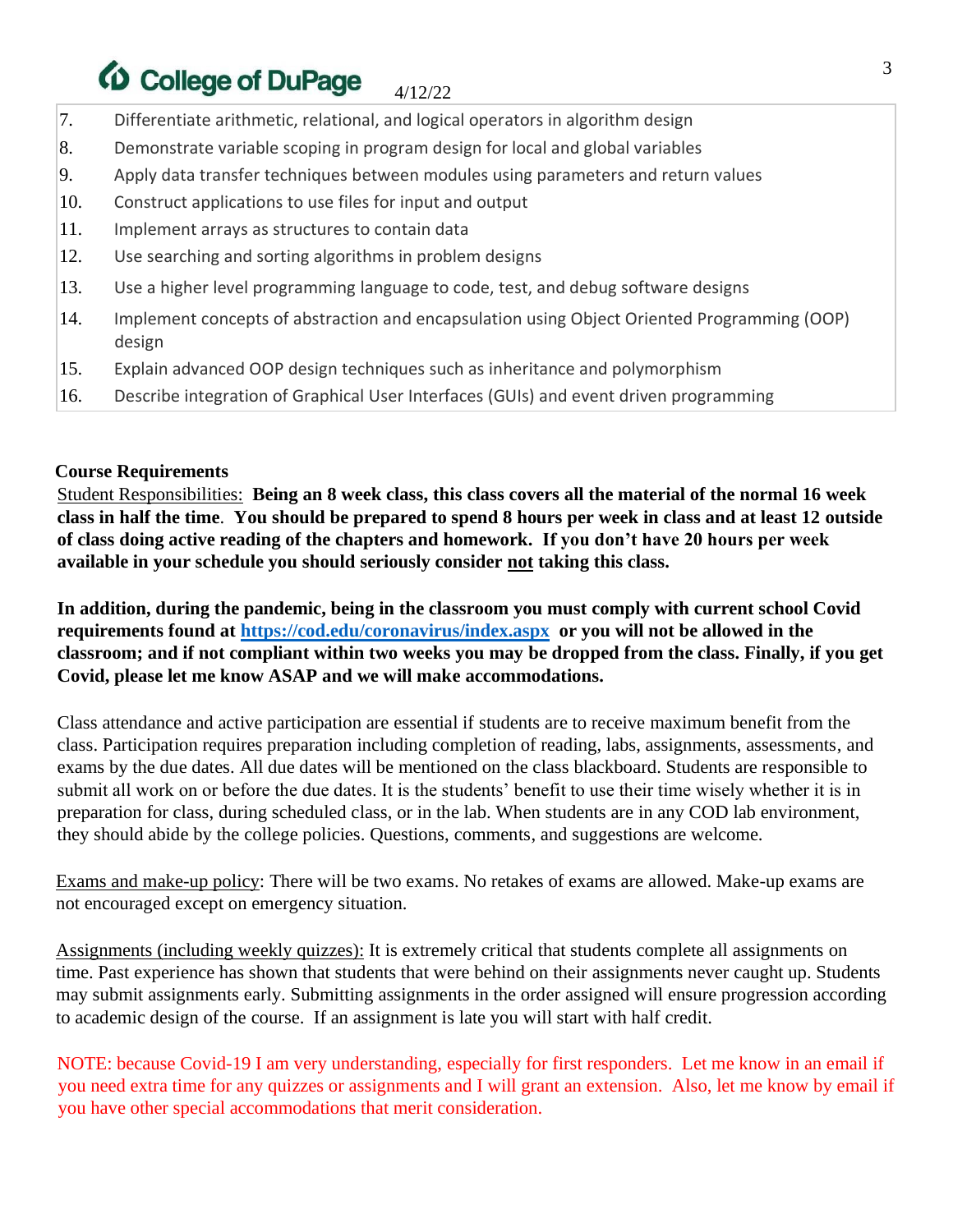| | |
|---|---|
| 7. | Differentiate arithmetic, relational, and logical operators in algorithm design |
| 8. | Demonstrate variable scoping in program design for local and global variables |
| 9. | Apply data transfer techniques between modules using parameters and return values |
| 10. | Construct applications to use files for input and output |
| 11. | Implement arrays as structures to contain data |
| 12. | Use searching and sorting algorithms in problem designs |
| 13. | Use a higher level programming language to code, test, and debug software designs |
| 14. | Implement concepts of abstraction and encapsulation using Object Oriented Programming (OOP) design |
| 15. | Explain advanced OOP design techniques such as inheritance and polymorphism |
| 16. | Describe integration of Graphical User Interfaces (GUIs) and event driven programming |

**Course Requirements**

Student Responsibilities: **Being an 8 week class, this class covers all the material of the normal 16 week class in half the time. You should be prepared to spend 8 hours per week in class and at least 12 outside of class doing active reading of the chapters and homework. If you don't have 20 hours per week available in your schedule you should seriously consider not taking this class.**

**In addition, during the pandemic, being in the classroom you must comply with current school Covid requirements found at https://cod.edu/coronavirus/index.aspx or you will not be allowed in the classroom; and if not compliant within two weeks you may be dropped from the class. Finally, if you get Covid, please let me know ASAP and we will make accommodations.**

Class attendance and active participation are essential if students are to receive maximum benefit from the class. Participation requires preparation including completion of reading, labs, assignments, assessments, and exams by the due dates. All due dates will be mentioned on the class blackboard. Students are responsible to submit all work on or before the due dates. It is the students' benefit to use their time wisely whether it is in preparation for class, during scheduled class, or in the lab. When students are in any COD lab environment, they should abide by the college policies. Questions, comments, and suggestions are welcome.

Exams and make-up policy: There will be two exams. No retakes of exams are allowed. Make-up exams are not encouraged except on emergency situation.

Assignments (including weekly quizzes): It is extremely critical that students complete all assignments on time. Past experience has shown that students that were behind on their assignments never caught up. Students may submit assignments early. Submitting assignments in the order assigned will ensure progression according to academic design of the course. If an assignment is late you will start with half credit.

NOTE: because Covid-19 I am very understanding, especially for first responders. Let me know in an email if you need extra time for any quizzes or assignments and I will grant an extension. Also, let me know by email if you have other special accommodations that merit consideration.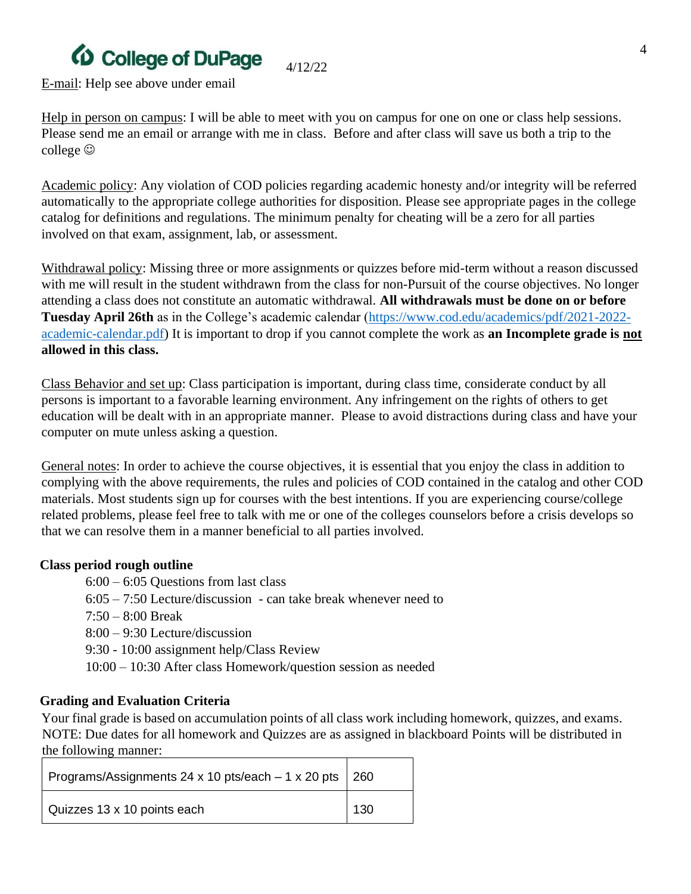E-mail: Help see above under email

Help in person on campus: I will be able to meet with you on campus for one on one or class help sessions. Please send me an email or arrange with me in class. Before and after class will save us both a trip to the college ☺

Academic policy: Any violation of COD policies regarding academic honesty and/or integrity will be referred automatically to the appropriate college authorities for disposition. Please see appropriate pages in the college catalog for definitions and regulations. The minimum penalty for cheating will be a zero for all parties involved on that exam, assignment, lab, or assessment.

Withdrawal policy: Missing three or more assignments or quizzes before mid-term without a reason discussed with me will result in the student withdrawn from the class for non-Pursuit of the course objectives. No longer attending a class does not constitute an automatic withdrawal. **All withdrawals must be done on or before Tuesday April 26th** as in the College's academic calendar (https://www.cod.edu/academics/pdf/2021-2022-academic-calendar.pdf) It is important to drop if you cannot complete the work as **an Incomplete grade is not allowed in this class.**

Class Behavior and set up: Class participation is important, during class time, considerate conduct by all persons is important to a favorable learning environment. Any infringement on the rights of others to get education will be dealt with in an appropriate manner. Please to avoid distractions during class and have your computer on mute unless asking a question.

General notes: In order to achieve the course objectives, it is essential that you enjoy the class in addition to complying with the above requirements, the rules and policies of COD contained in the catalog and other COD materials. Most students sign up for courses with the best intentions. If you are experiencing course/college related problems, please feel free to talk with me or one of the colleges counselors before a crisis develops so that we can resolve them in a manner beneficial to all parties involved.

**Class period rough outline**

- 6:00 – 6:05 Questions from last class
- 6:05 – 7:50 Lecture/discussion - can take break whenever need to
- 7:50 – 8:00 Break
- 8:00 – 9:30 Lecture/discussion
- 9:30 - 10:00 assignment help/Class Review
- 10:00 – 10:30 After class Homework/question session as needed

**Grading and Evaluation Criteria**

Your final grade is based on accumulation points of all class work including homework, quizzes, and exams. NOTE: Due dates for all homework and Quizzes are as assigned in blackboard Points will be distributed in the following manner:

| | |
|---|---|
| Programs/Assignments 24 x 10 pts/each – 1 x 20 pts | 260 |
| Quizzes 13 x 10 points each | 130 |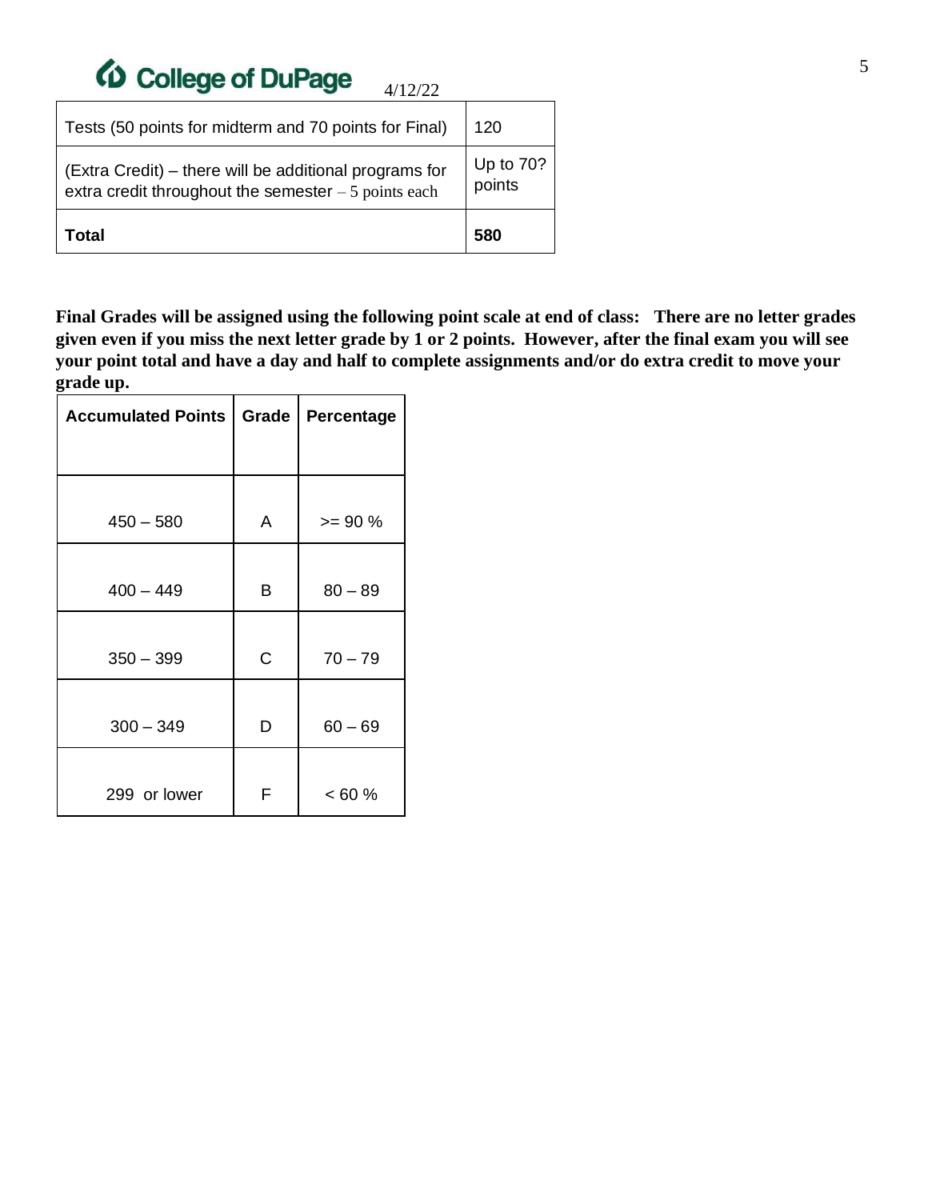College of DuPage 4/12/22

| Tests (50 points for midterm and 70 points for Final) | 120 |
| --- | --- |
| (Extra Credit) – there will be additional programs for extra credit throughout the semester – 5 points each | Up to 70? points |
| **Total** | **580** |

**Final Grades will be assigned using the following point scale at end of class: There are no letter grades given even if you miss the next letter grade by 1 or 2 points. However, after the final exam you will see your point total and have a day and half to complete assignments and/or do extra credit to move your grade up.**

| Accumulated Points | Grade | Percentage |
| --- | --- | --- |
| 450 – 580 | A | >= 90 % |
| 400 – 449 | B | 80 – 89 |
| 350 – 399 | C | 70 – 79 |
| 300 – 349 | D | 60 – 69 |
| 299 or lower | F | < 60 % |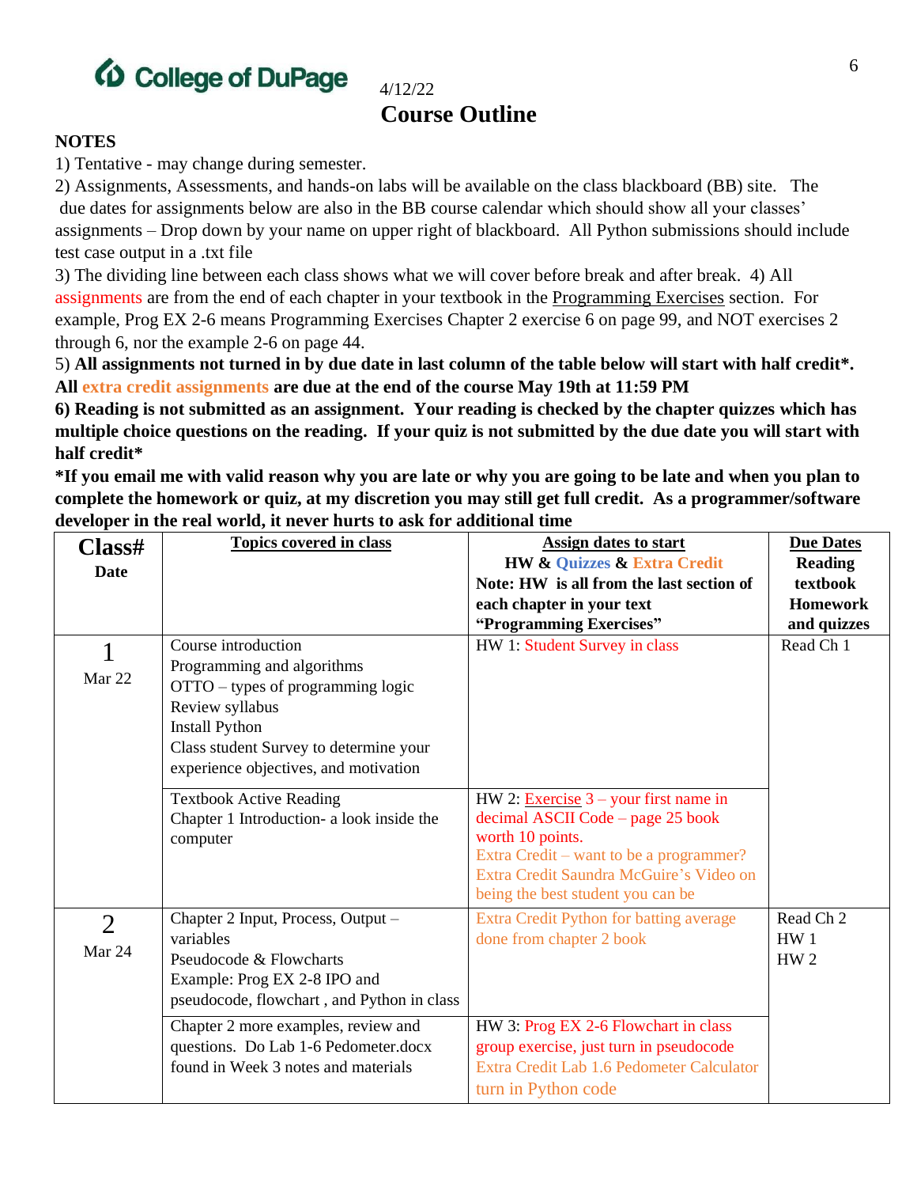College of DuPage

4/12/22

# Course Outline

**NOTES**

1) Tentative - may change during semester.

2) Assignments, Assessments, and hands-on labs will be available on the class blackboard (BB) site. The due dates for assignments below are also in the BB course calendar which should show all your classes' assignments – Drop down by your name on upper right of blackboard. All Python submissions should include test case output in a .txt file

3) The dividing line between each class shows what we will cover before break and after break. 4) All assignments are from the end of each chapter in your textbook in the Programming Exercises section. For example, Prog EX 2-6 means Programming Exercises Chapter 2 exercise 6 on page 99, and NOT exercises 2 through 6, nor the example 2-6 on page 44.

5) **All assignments not turned in by due date in last column of the table below will start with half credit*. All extra credit assignments are due at the end of the course May 19th at 11:59 PM**

**6) Reading is not submitted as an assignment. Your reading is checked by the chapter quizzes which has multiple choice questions on the reading. If your quiz is not submitted by the due date you will start with half credit***

***If you email me with valid reason why you are late or why you are going to be late and when you plan to complete the homework or quiz, at my discretion you may still get full credit. As a programmer/software developer in the real world, it never hurts to ask for additional time**

| Class# Date | Topics covered in class | Assign dates to start HW & Quizzes & Extra Credit Note: HW is all from the last section of each chapter in your text "Programming Exercises" | Due Dates Reading textbook Homework and quizzes |
|---|---|---|---|
| 1 Mar 22 | Course introduction<br>Programming and algorithms<br>OTTO – types of programming logic<br>Review syllabus<br>Install Python<br>Class student Survey to determine your experience objectives, and motivation | HW 1: Student Survey in class | Read Ch 1 |
| | Textbook Active Reading<br>Chapter 1 Introduction- a look inside the computer | HW 2: Exercise 3 – your first name in decimal ASCII Code – page 25 book worth 10 points.<br>Extra Credit – want to be a programmer? Extra Credit Saundra McGuire's Video on being the best student you can be | |
| 2 Mar 24 | Chapter 2 Input, Process, Output – variables<br>Pseudocode & Flowcharts<br>Example: Prog EX 2-8 IPO and pseudocode, flowchart , and Python in class | Extra Credit Python for batting average done from chapter 2 book | Read Ch 2<br>HW 1<br>HW 2 |
| | Chapter 2 more examples, review and questions. Do Lab 1-6 Pedometer.docx found in Week 3 notes and materials | HW 3: Prog EX 2-6 Flowchart in class group exercise, just turn in pseudocode<br>Extra Credit Lab 1.6 Pedometer Calculator turn in Python code | |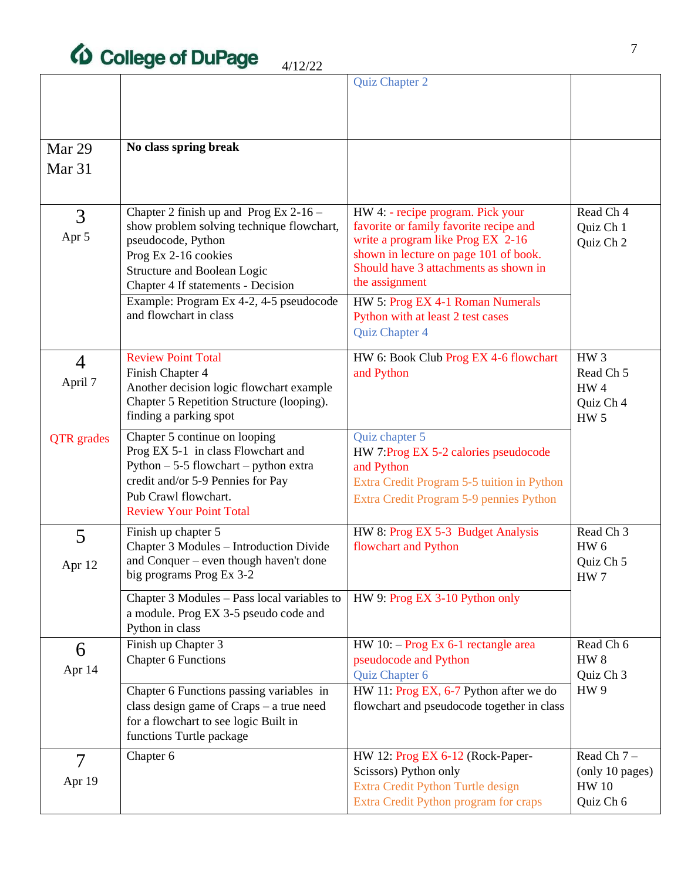| | | | |
|---|---|---|---|
| | | Quiz Chapter 2 | |
| Mar 29<br>Mar 31 | **No class spring break** | | |
| 3<br>Apr 5 | Chapter 2 finish up and Prog Ex 2-16 – show problem solving technique flowchart, pseudocode, Python<br>Prog Ex 2-16 cookies<br>Structure and Boolean Logic<br>Chapter 4 If statements - Decision | HW 4: - recipe program. Pick your favorite or family favorite recipe and write a program like Prog EX 2-16 shown in lecture on page 101 of book. Should have 3 attachments as shown in the assignment | Read Ch 4<br>Quiz Ch 1<br>Quiz Ch 2 |
| | Example: Program Ex 4-2, 4-5 pseudocode and flowchart in class | HW 5: Prog EX 4-1 Roman Numerals Python with at least 2 test cases<br>Quiz Chapter 4 | |
| 4<br>April 7<br><br>QTR grades | Review Point Total<br>Finish Chapter 4<br>Another decision logic flowchart example<br>Chapter 5 Repetition Structure (looping). finding a parking spot | HW 6: Book Club Prog EX 4-6 flowchart and Python | HW 3<br>Read Ch 5<br>HW 4<br>Quiz Ch 4<br>HW 5 |
| | Chapter 5 continue on looping<br>Prog EX 5-1 in class Flowchart and Python – 5-5 flowchart – python extra credit and/or 5-9 Pennies for Pay<br>Pub Crawl flowchart.<br>Review Your Point Total | Quiz chapter 5<br>HW 7:Prog EX 5-2 calories pseudocode and Python<br>Extra Credit Program 5-5 tuition in Python<br>Extra Credit Program 5-9 pennies Python | |
| 5<br><br>Apr 12 | Finish up chapter 5<br>Chapter 3 Modules – Introduction Divide and Conquer – even though haven't done big programs Prog Ex 3-2 | HW 8: Prog EX 5-3 Budget Analysis flowchart and Python | Read Ch 3<br>HW 6<br>Quiz Ch 5<br>HW 7 |
| | Chapter 3 Modules – Pass local variables to a module. Prog EX 3-5 pseudo code and Python in class | HW 9: Prog EX 3-10 Python only | |
| 6<br>Apr 14 | Finish up Chapter 3<br>Chapter 6 Functions | HW 10: – Prog Ex 6-1 rectangle area pseudocode and Python<br>Quiz Chapter 6 | Read Ch 6<br>HW 8<br>Quiz Ch 3<br>HW 9 |
| | Chapter 6 Functions passing variables in class design game of Craps – a true need for a flowchart to see logic Built in functions Turtle package | HW 11: Prog EX, 6-7 Python after we do flowchart and pseudocode together in class | |
| 7<br>Apr 19 | Chapter 6 | HW 12: Prog EX 6-12 (Rock-Paper-Scissors) Python only<br>Extra Credit Python Turtle design<br>Extra Credit Python program for craps | Read Ch 7 – (only 10 pages)<br>HW 10<br>Quiz Ch 6 |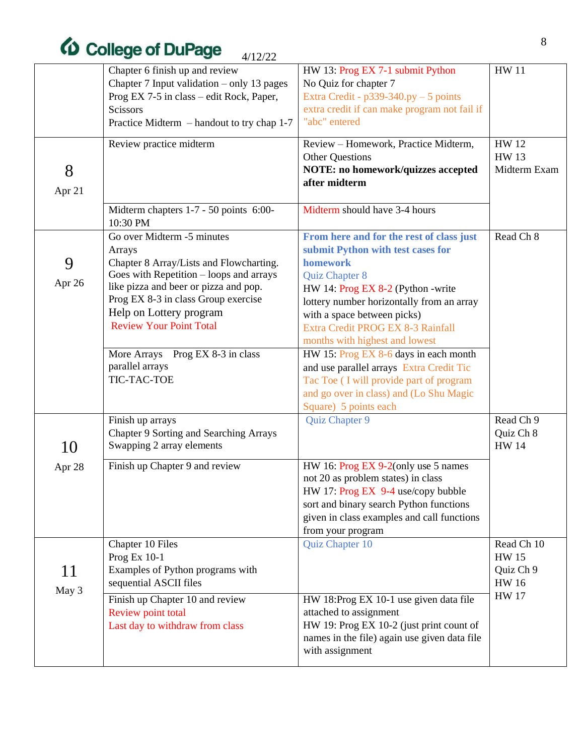4/12/22

| | | | |
|---|---|---|---|
| | Chapter 6 finish up and review<br>Chapter 7 Input validation – only 13 pages<br>Prog EX 7-5 in class – edit Rock, Paper, Scissors<br>Practice Midterm – handout to try chap 1-7 | HW 13: Prog EX 7-1 submit Python<br>No Quiz for chapter 7<br>Extra Credit - p339-340.py – 5 points extra credit if can make program not fail if "abc" entered | HW 11 |
| 8<br>Apr 21 | Review practice midterm | Review – Homework, Practice Midterm, Other Questions<br>**NOTE: no homework/quizzes accepted after midterm** | HW 12<br>HW 13<br>Midterm Exam |
| | Midterm chapters 1-7 - 50 points 6:00-10:30 PM | Midterm should have 3-4 hours | |
| 9<br>Apr 26 | Go over Midterm -5 minutes<br>Arrays<br>Chapter 8 Array/Lists and Flowcharting.<br>Goes with Repetition – loops and arrays like pizza and beer or pizza and pop.<br>Prog EX 8-3 in class Group exercise<br>Help on Lottery program<br>Review Your Point Total | **From here and for the rest of class just submit Python with test cases for homework**<br>Quiz Chapter 8<br>HW 14: Prog EX 8-2 (Python -write lottery number horizontally from an array with a space between picks)<br>Extra Credit PROG EX 8-3 Rainfall months with highest and lowest | Read Ch 8 |
| | More Arrays Prog EX 8-3 in class parallel arrays<br>TIC-TAC-TOE | HW 15: Prog EX 8-6 days in each month and use parallel arrays Extra Credit Tic Tac Toe ( I will provide part of program and go over in class) and (Lo Shu Magic Square) 5 points each | |
| 10<br>Apr 28 | Finish up arrays<br>Chapter 9 Sorting and Searching Arrays<br>Swapping 2 array elements | Quiz Chapter 9 | Read Ch 9<br>Quiz Ch 8<br>HW 14 |
| | Finish up Chapter 9 and review | HW 16: Prog EX 9-2(only use 5 names not 20 as problem states) in class<br>HW 17: Prog EX 9-4 use/copy bubble sort and binary search Python functions given in class examples and call functions from your program | |
| 11<br>May 3 | Chapter 10 Files<br>Prog Ex 10-1<br>Examples of Python programs with sequential ASCII files | Quiz Chapter 10 | Read Ch 10<br>HW 15<br>Quiz Ch 9<br>HW 16<br>HW 17 |
| | Finish up Chapter 10 and review<br>Review point total<br>Last day to withdraw from class | HW 18:Prog EX 10-1 use given data file attached to assignment<br>HW 19: Prog EX 10-2 (just print count of names in the file) again use given data file with assignment | |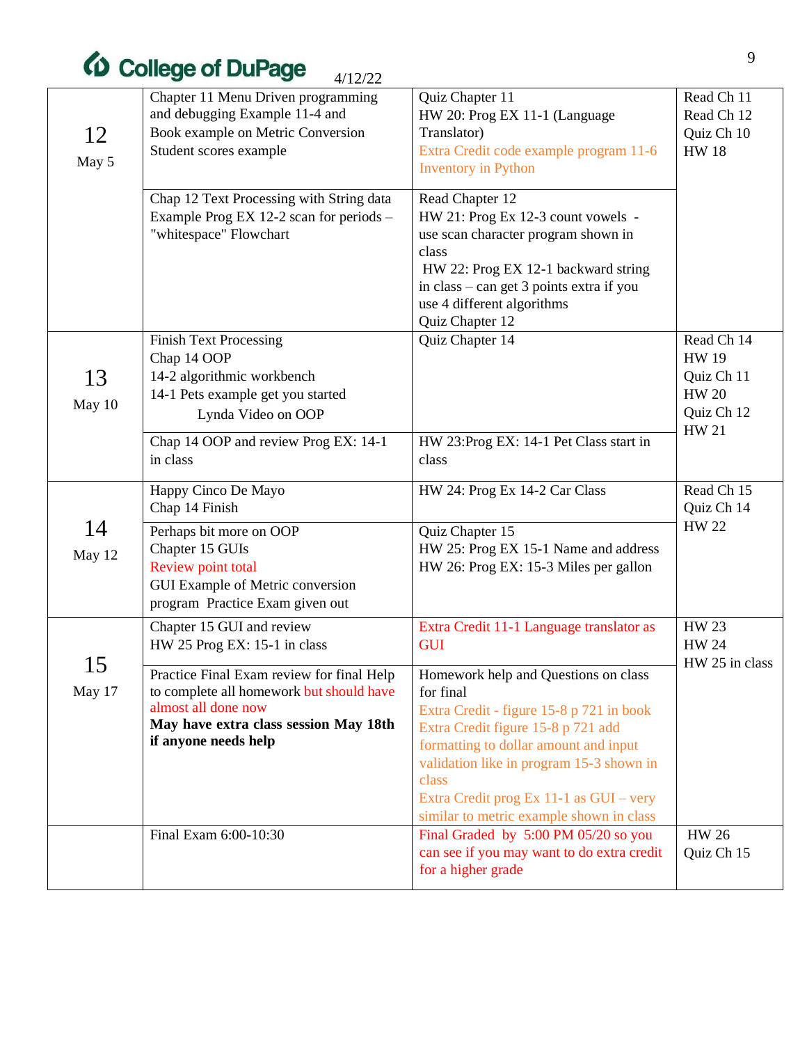College of DuPage 4/12/22

| Week | Topics | Assignments | Due |
|---|---|---|---|
| 12<br>May 5 | Chapter 11 Menu Driven programming and debugging Example 11-4 and Book example on Metric Conversion Student scores example | Quiz Chapter 11<br>HW 20: Prog EX 11-1 (Language Translator)<br>Extra Credit code example program 11-6 Inventory in Python | Read Ch 11<br>Read Ch 12<br>Quiz Ch 10<br>HW 18 |
| | Chap 12 Text Processing with String data Example Prog EX 12-2 scan for periods – "whitespace" Flowchart | Read Chapter 12<br>HW 21: Prog Ex 12-3 count vowels - use scan character program shown in class<br>HW 22: Prog EX 12-1 backward string in class – can get 3 points extra if you use 4 different algorithms<br>Quiz Chapter 12 | |
| 13<br>May 10 | Finish Text Processing<br>Chap 14 OOP<br>14-2 algorithmic workbench<br>14-1 Pets example get you started<br>Lynda Video on OOP | Quiz Chapter 14 | Read Ch 14<br>HW 19<br>Quiz Ch 11<br>HW 20<br>Quiz Ch 12<br>HW 21 |
| | Chap 14 OOP and review Prog EX: 14-1 in class | HW 23:Prog EX: 14-1 Pet Class start in class | |
| 14<br>May 12 | Happy Cinco De Mayo<br>Chap 14 Finish | HW 24: Prog Ex 14-2 Car Class | Read Ch 15<br>Quiz Ch 14<br>HW 22 |
| | Perhaps bit more on OOP<br>Chapter 15 GUIs<br>Review point total<br>GUI Example of Metric conversion program Practice Exam given out | Quiz Chapter 15<br>HW 25: Prog EX 15-1 Name and address<br>HW 26: Prog EX: 15-3 Miles per gallon | |
| 15<br>May 17 | Chapter 15 GUI and review<br>HW 25 Prog EX: 15-1 in class | Extra Credit 11-1 Language translator as GUI | HW 23<br>HW 24<br>HW 25 in class |
| | Practice Final Exam review for final Help to complete all homework but should have almost all done now<br>**May have extra class session May 18th if anyone needs help** | Homework help and Questions on class for final<br>Extra Credit - figure 15-8 p 721 in book<br>Extra Credit figure 15-8 p 721 add formatting to dollar amount and input validation like in program 15-3 shown in class<br>Extra Credit prog Ex 11-1 as GUI – very similar to metric example shown in class | |
| | Final Exam 6:00-10:30 | Final Graded by 5:00 PM 05/20 so you can see if you may want to do extra credit for a higher grade | HW 26<br>Quiz Ch 15 |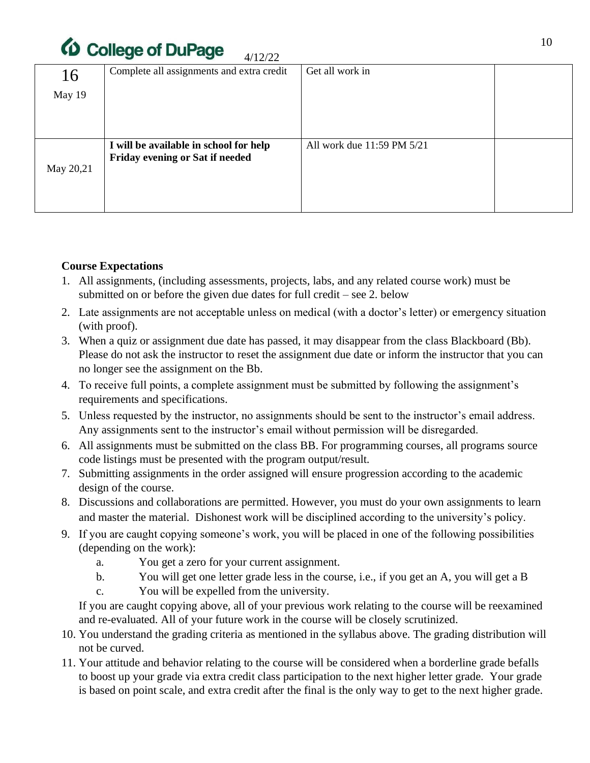| 16<br>May 19 | Complete all assignments and extra credit | Get all work in | |
|---|---|---|---|
| May 20,21 | **I will be available in school for help Friday evening or Sat if needed** | All work due 11:59 PM 5/21 | |

**Course Expectations**

1. All assignments, (including assessments, projects, labs, and any related course work) must be submitted on or before the given due dates for full credit – see 2. below
2. Late assignments are not acceptable unless on medical (with a doctor's letter) or emergency situation (with proof).
3. When a quiz or assignment due date has passed, it may disappear from the class Blackboard (Bb). Please do not ask the instructor to reset the assignment due date or inform the instructor that you can no longer see the assignment on the Bb.
4. To receive full points, a complete assignment must be submitted by following the assignment's requirements and specifications.
5. Unless requested by the instructor, no assignments should be sent to the instructor's email address. Any assignments sent to the instructor's email without permission will be disregarded.
6. All assignments must be submitted on the class BB. For programming courses, all programs source code listings must be presented with the program output/result.
7. Submitting assignments in the order assigned will ensure progression according to the academic design of the course.
8. Discussions and collaborations are permitted. However, you must do your own assignments to learn and master the material. Dishonest work will be disciplined according to the university's policy.
9. If you are caught copying someone's work, you will be placed in one of the following possibilities (depending on the work):
   a. You get a zero for your current assignment.
   b. You will get one letter grade less in the course, i.e., if you get an A, you will get a B
   c. You will be expelled from the university.

   If you are caught copying above, all of your previous work relating to the course will be reexamined and re-evaluated. All of your future work in the course will be closely scrutinized.
10. You understand the grading criteria as mentioned in the syllabus above. The grading distribution will not be curved.
11. Your attitude and behavior relating to the course will be considered when a borderline grade befalls to boost up your grade via extra credit class participation to the next higher letter grade. Your grade is based on point scale, and extra credit after the final is the only way to get to the next higher grade.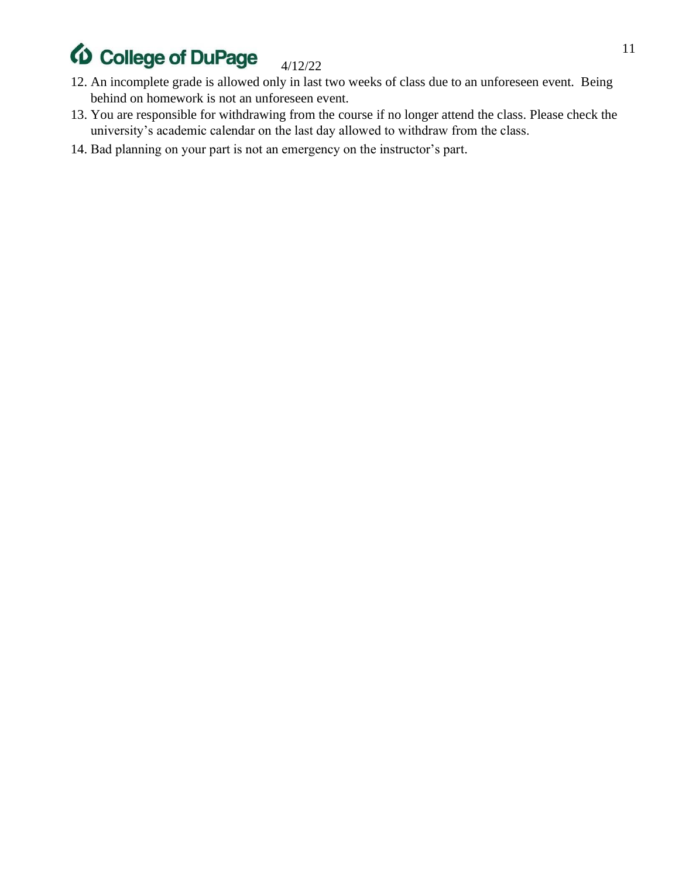12. An incomplete grade is allowed only in last two weeks of class due to an unforeseen event. Being behind on homework is not an unforeseen event.
13. You are responsible for withdrawing from the course if no longer attend the class. Please check the university's academic calendar on the last day allowed to withdraw from the class.
14. Bad planning on your part is not an emergency on the instructor's part.